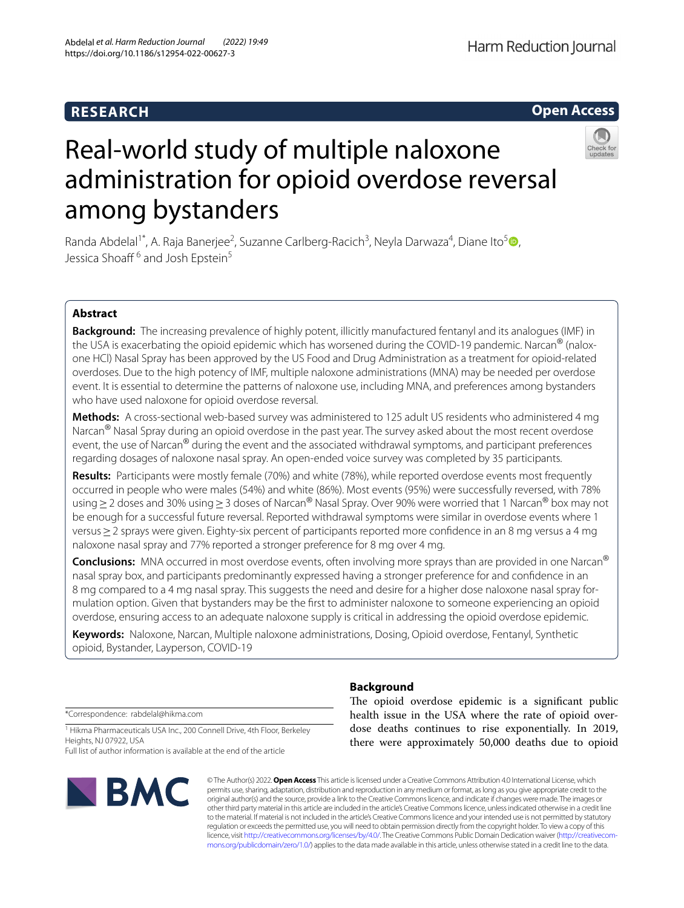**RESEARCH** **Open Access**

# Real-world study of multiple naloxone administration for opioid overdose reversal among bystanders

Randa Abdelal[1*], A. Raja Banerjee[2], Suzanne Carlberg-Racich[3], Neyla Darwaza[4], Diane Ito[5], Jessica Shoaff[6] and Josh Epstein[5]

## Abstract

**Background:** The increasing prevalence of highly potent, illicitly manufactured fentanyl and its analogues (IMF) in the USA is exacerbating the opioid epidemic which has worsened during the COVID-19 pandemic. Narcan® (naloxone HCl) Nasal Spray has been approved by the US Food and Drug Administration as a treatment for opioid-related overdoses. Due to the high potency of IMF, multiple naloxone administrations (MNA) may be needed per overdose event. It is essential to determine the patterns of naloxone use, including MNA, and preferences among bystanders who have used naloxone for opioid overdose reversal.

**Methods:** A cross-sectional web-based survey was administered to 125 adult US residents who administered 4 mg Narcan® Nasal Spray during an opioid overdose in the past year. The survey asked about the most recent overdose event, the use of Narcan® during the event and the associated withdrawal symptoms, and participant preferences regarding dosages of naloxone nasal spray. An open-ended voice survey was completed by 35 participants.

**Results:** Participants were mostly female (70%) and white (78%), while reported overdose events most frequently occurred in people who were males (54%) and white (86%). Most events (95%) were successfully reversed, with 78% using ≥ 2 doses and 30% using ≥ 3 doses of Narcan® Nasal Spray. Over 90% were worried that 1 Narcan® box may not be enough for a successful future reversal. Reported withdrawal symptoms were similar in overdose events where 1 versus ≥ 2 sprays were given. Eighty-six percent of participants reported more confidence in an 8 mg versus a 4 mg naloxone nasal spray and 77% reported a stronger preference for 8 mg over 4 mg.

**Conclusions:** MNA occurred in most overdose events, often involving more sprays than are provided in one Narcan® nasal spray box, and participants predominantly expressed having a stronger preference for and confidence in an 8 mg compared to a 4 mg nasal spray. This suggests the need and desire for a higher dose naloxone nasal spray formulation option. Given that bystanders may be the first to administer naloxone to someone experiencing an opioid overdose, ensuring access to an adequate naloxone supply is critical in addressing the opioid overdose epidemic.

**Keywords:** Naloxone, Narcan, Multiple naloxone administrations, Dosing, Opioid overdose, Fentanyl, Synthetic opioid, Bystander, Layperson, COVID-19

*Correspondence: rabdelal@hikma.com

[1] Hikma Pharmaceuticals USA Inc., 200 Connell Drive, 4th Floor, Berkeley Heights, NJ 07922, USA

Full list of author information is available at the end of the article

## Background

The opioid overdose epidemic is a significant public health issue in the USA where the rate of opioid overdose deaths continues to rise exponentially. In 2019, there were approximately 50,000 deaths due to opioid

© The Author(s) 2022. **Open Access** This article is licensed under a Creative Commons Attribution 4.0 International License, which permits use, sharing, adaptation, distribution and reproduction in any medium or format, as long as you give appropriate credit to the original author(s) and the source, provide a link to the Creative Commons licence, and indicate if changes were made. The images or other third party material in this article are included in the article's Creative Commons licence, unless indicated otherwise in a credit line to the material. If material is not included in the article's Creative Commons licence and your intended use is not permitted by statutory regulation or exceeds the permitted use, you will need to obtain permission directly from the copyright holder. To view a copy of this licence, visit http://creativecommons.org/licenses/by/4.0/. The Creative Commons Public Domain Dedication waiver (http://creativecommons.org/publicdomain/zero/1.0/) applies to the data made available in this article, unless otherwise stated in a credit line to the data.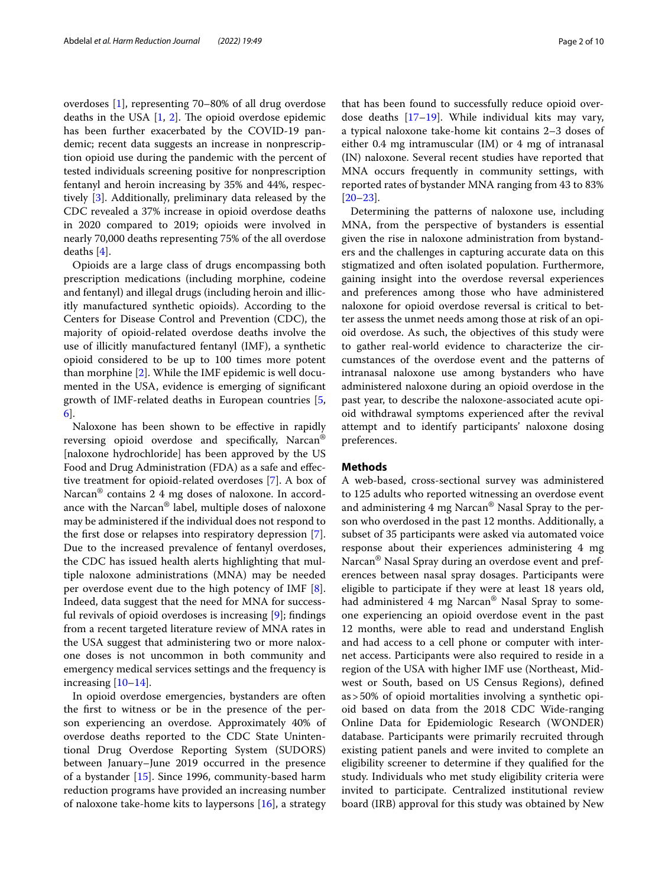overdoses [1], representing 70–80% of all drug overdose deaths in the USA [1, 2]. The opioid overdose epidemic has been further exacerbated by the COVID-19 pandemic; recent data suggests an increase in nonprescription opioid use during the pandemic with the percent of tested individuals screening positive for nonprescription fentanyl and heroin increasing by 35% and 44%, respectively [3]. Additionally, preliminary data released by the CDC revealed a 37% increase in opioid overdose deaths in 2020 compared to 2019; opioids were involved in nearly 70,000 deaths representing 75% of the all overdose deaths [4].

Opioids are a large class of drugs encompassing both prescription medications (including morphine, codeine and fentanyl) and illegal drugs (including heroin and illicitly manufactured synthetic opioids). According to the Centers for Disease Control and Prevention (CDC), the majority of opioid-related overdose deaths involve the use of illicitly manufactured fentanyl (IMF), a synthetic opioid considered to be up to 100 times more potent than morphine [2]. While the IMF epidemic is well documented in the USA, evidence is emerging of significant growth of IMF-related deaths in European countries [5, 6].

Naloxone has been shown to be effective in rapidly reversing opioid overdose and specifically, Narcan® [naloxone hydrochloride] has been approved by the US Food and Drug Administration (FDA) as a safe and effective treatment for opioid-related overdoses [7]. A box of Narcan® contains 2 4 mg doses of naloxone. In accordance with the Narcan® label, multiple doses of naloxone may be administered if the individual does not respond to the first dose or relapses into respiratory depression [7]. Due to the increased prevalence of fentanyl overdoses, the CDC has issued health alerts highlighting that multiple naloxone administrations (MNA) may be needed per overdose event due to the high potency of IMF [8]. Indeed, data suggest that the need for MNA for successful revivals of opioid overdoses is increasing [9]; findings from a recent targeted literature review of MNA rates in the USA suggest that administering two or more naloxone doses is not uncommon in both community and emergency medical services settings and the frequency is increasing [10–14].

In opioid overdose emergencies, bystanders are often the first to witness or be in the presence of the person experiencing an overdose. Approximately 40% of overdose deaths reported to the CDC State Unintentional Drug Overdose Reporting System (SUDORS) between January–June 2019 occurred in the presence of a bystander [15]. Since 1996, community-based harm reduction programs have provided an increasing number of naloxone take-home kits to laypersons [16], a strategy that has been found to successfully reduce opioid overdose deaths [17–19]. While individual kits may vary, a typical naloxone take-home kit contains 2–3 doses of either 0.4 mg intramuscular (IM) or 4 mg of intranasal (IN) naloxone. Several recent studies have reported that MNA occurs frequently in community settings, with reported rates of bystander MNA ranging from 43 to 83% [20–23].

Determining the patterns of naloxone use, including MNA, from the perspective of bystanders is essential given the rise in naloxone administration from bystanders and the challenges in capturing accurate data on this stigmatized and often isolated population. Furthermore, gaining insight into the overdose reversal experiences and preferences among those who have administered naloxone for opioid overdose reversal is critical to better assess the unmet needs among those at risk of an opioid overdose. As such, the objectives of this study were to gather real-world evidence to characterize the circumstances of the overdose event and the patterns of intranasal naloxone use among bystanders who have administered naloxone during an opioid overdose in the past year, to describe the naloxone-associated acute opioid withdrawal symptoms experienced after the revival attempt and to identify participants' naloxone dosing preferences.

## Methods

A web-based, cross-sectional survey was administered to 125 adults who reported witnessing an overdose event and administering 4 mg Narcan® Nasal Spray to the person who overdosed in the past 12 months. Additionally, a subset of 35 participants were asked via automated voice response about their experiences administering 4 mg Narcan® Nasal Spray during an overdose event and preferences between nasal spray dosages. Participants were eligible to participate if they were at least 18 years old, had administered 4 mg Narcan® Nasal Spray to someone experiencing an opioid overdose event in the past 12 months, were able to read and understand English and had access to a cell phone or computer with internet access. Participants were also required to reside in a region of the USA with higher IMF use (Northeast, Midwest or South, based on US Census Regions), defined as > 50% of opioid mortalities involving a synthetic opioid based on data from the 2018 CDC Wide-ranging Online Data for Epidemiologic Research (WONDER) database. Participants were primarily recruited through existing patient panels and were invited to complete an eligibility screener to determine if they qualified for the study. Individuals who met study eligibility criteria were invited to participate. Centralized institutional review board (IRB) approval for this study was obtained by New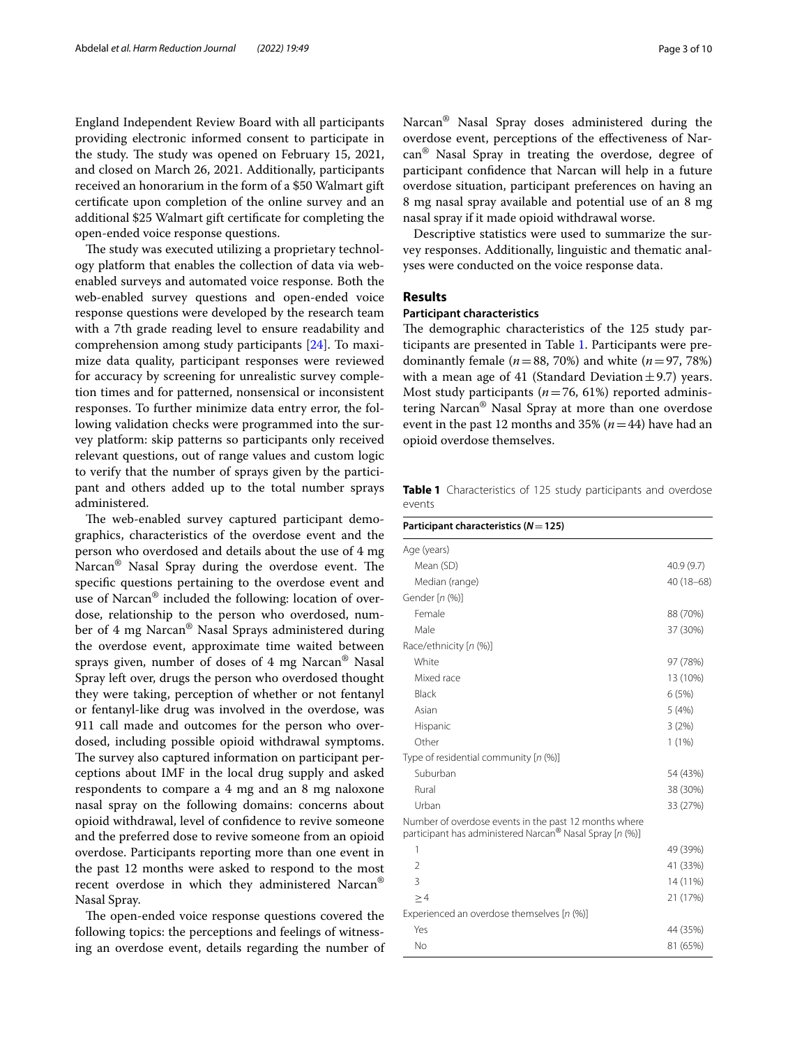England Independent Review Board with all participants providing electronic informed consent to participate in the study. The study was opened on February 15, 2021, and closed on March 26, 2021. Additionally, participants received an honorarium in the form of a $50 Walmart gift certificate upon completion of the online survey and an additional $25 Walmart gift certificate for completing the open-ended voice response questions.

The study was executed utilizing a proprietary technology platform that enables the collection of data via web-enabled surveys and automated voice response. Both the web-enabled survey questions and open-ended voice response questions were developed by the research team with a 7th grade reading level to ensure readability and comprehension among study participants [24]. To maximize data quality, participant responses were reviewed for accuracy by screening for unrealistic survey completion times and for patterned, nonsensical or inconsistent responses. To further minimize data entry error, the following validation checks were programmed into the survey platform: skip patterns so participants only received relevant questions, out of range values and custom logic to verify that the number of sprays given by the participant and others added up to the total number sprays administered.

The web-enabled survey captured participant demographics, characteristics of the overdose event and the person who overdosed and details about the use of 4 mg Narcan® Nasal Spray during the overdose event. The specific questions pertaining to the overdose event and use of Narcan® included the following: location of overdose, relationship to the person who overdosed, number of 4 mg Narcan® Nasal Sprays administered during the overdose event, approximate time waited between sprays given, number of doses of 4 mg Narcan® Nasal Spray left over, drugs the person who overdosed thought they were taking, perception of whether or not fentanyl or fentanyl-like drug was involved in the overdose, was 911 call made and outcomes for the person who overdosed, including possible opioid withdrawal symptoms. The survey also captured information on participant perceptions about IMF in the local drug supply and asked respondents to compare a 4 mg and an 8 mg naloxone nasal spray on the following domains: concerns about opioid withdrawal, level of confidence to revive someone and the preferred dose to revive someone from an opioid overdose. Participants reporting more than one event in the past 12 months were asked to respond to the most recent overdose in which they administered Narcan® Nasal Spray.

The open-ended voice response questions covered the following topics: the perceptions and feelings of witnessing an overdose event, details regarding the number of Narcan® Nasal Spray doses administered during the overdose event, perceptions of the effectiveness of Narcan® Nasal Spray in treating the overdose, degree of participant confidence that Narcan will help in a future overdose situation, participant preferences on having an 8 mg nasal spray available and potential use of an 8 mg nasal spray if it made opioid withdrawal worse.

Descriptive statistics were used to summarize the survey responses. Additionally, linguistic and thematic analyses were conducted on the voice response data.

## Results

### Participant characteristics

The demographic characteristics of the 125 study participants are presented in Table 1. Participants were predominantly female ($n = 88$, 70%) and white ($n = 97$, 78%) with a mean age of 41 (Standard Deviation ± 9.7) years. Most study participants ($n = 76$, 61%) reported administering Narcan® Nasal Spray at more than one overdose event in the past 12 months and 35% ($n = 44$) have had an opioid overdose themselves.

**Table 1** Characteristics of 125 study participants and overdose events

| **Participant characteristics (N = 125)** | |
|---|---|
| Age (years) | |
| Mean (SD) | 40.9 (9.7) |
| Median (range) | 40 (18–68) |
| Gender [n (%)] | |
| Female | 88 (70%) |
| Male | 37 (30%) |
| Race/ethnicity [n (%)] | |
| White | 97 (78%) |
| Mixed race | 13 (10%) |
| Black | 6 (5%) |
| Asian | 5 (4%) |
| Hispanic | 3 (2%) |
| Other | 1 (1%) |
| Type of residential community [n (%)] | |
| Suburban | 54 (43%) |
| Rural | 38 (30%) |
| Urban | 33 (27%) |
| Number of overdose events in the past 12 months where participant has administered Narcan® Nasal Spray [n (%)] | |
| 1 | 49 (39%) |
| 2 | 41 (33%) |
| 3 | 14 (11%) |
| ≥ 4 | 21 (17%) |
| Experienced an overdose themselves [n (%)] | |
| Yes | 44 (35%) |
| No | 81 (65%) |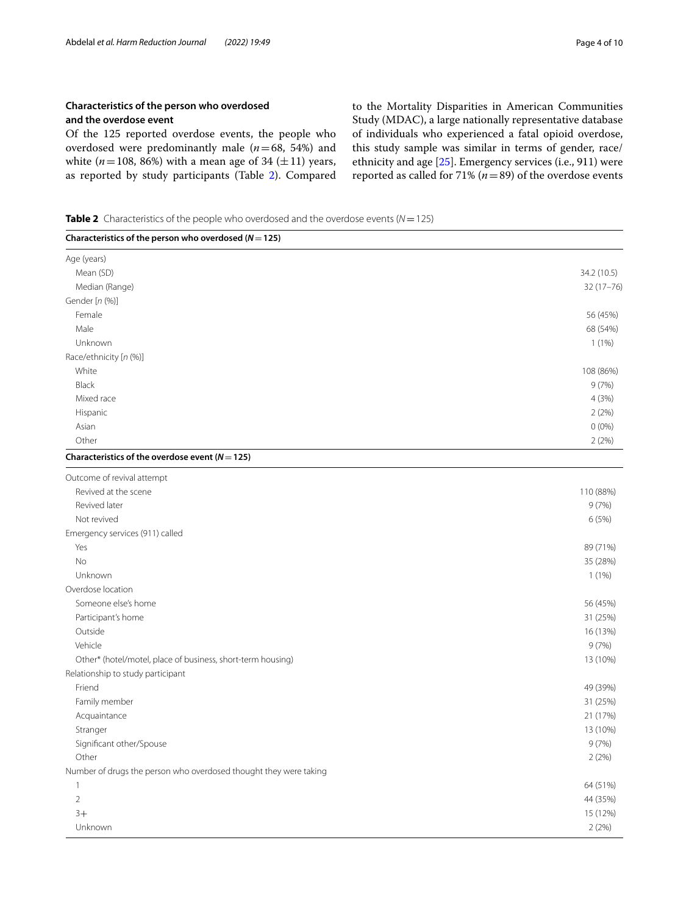### Characteristics of the person who overdosed and the overdose event

Of the 125 reported overdose events, the people who overdosed were predominantly male ($n=68$, 54%) and white ($n=108$, 86%) with a mean age of 34 ($\pm 11$) years, as reported by study participants (Table 2). Compared to the Mortality Disparities in American Communities Study (MDAC), a large nationally representative database of individuals who experienced a fatal opioid overdose, this study sample was similar in terms of gender, race/ethnicity and age [25]. Emergency services (i.e., 911) were reported as called for 71% ($n=89$) of the overdose events

**Table 2** Characteristics of the people who overdosed and the overdose events ($N=125$)

| **Characteristics of the person who overdosed ($N=125$)** | |
|---|---|
| Age (years) | |
| Mean (SD) | 34.2 (10.5) |
| Median (Range) | 32 (17–76) |
| Gender [*n* (%)] | |
| Female | 56 (45%) |
| Male | 68 (54%) |
| Unknown | 1 (1%) |
| Race/ethnicity [*n* (%)] | |
| White | 108 (86%) |
| Black | 9 (7%) |
| Mixed race | 4 (3%) |
| Hispanic | 2 (2%) |
| Asian | 0 (0%) |
| Other | 2 (2%) |
| **Characteristics of the overdose event ($N=125$)** | |
| Outcome of revival attempt | |
| Revived at the scene | 110 (88%) |
| Revived later | 9 (7%) |
| Not revived | 6 (5%) |
| Emergency services (911) called | |
| Yes | 89 (71%) |
| No | 35 (28%) |
| Unknown | 1 (1%) |
| Overdose location | |
| Someone else's home | 56 (45%) |
| Participant's home | 31 (25%) |
| Outside | 16 (13%) |
| Vehicle | 9 (7%) |
| Other* (hotel/motel, place of business, short-term housing) | 13 (10%) |
| Relationship to study participant | |
| Friend | 49 (39%) |
| Family member | 31 (25%) |
| Acquaintance | 21 (17%) |
| Stranger | 13 (10%) |
| Significant other/Spouse | 9 (7%) |
| Other | 2 (2%) |
| Number of drugs the person who overdosed thought they were taking | |
| 1 | 64 (51%) |
| 2 | 44 (35%) |
| 3+ | 15 (12%) |
| Unknown | 2 (2%) |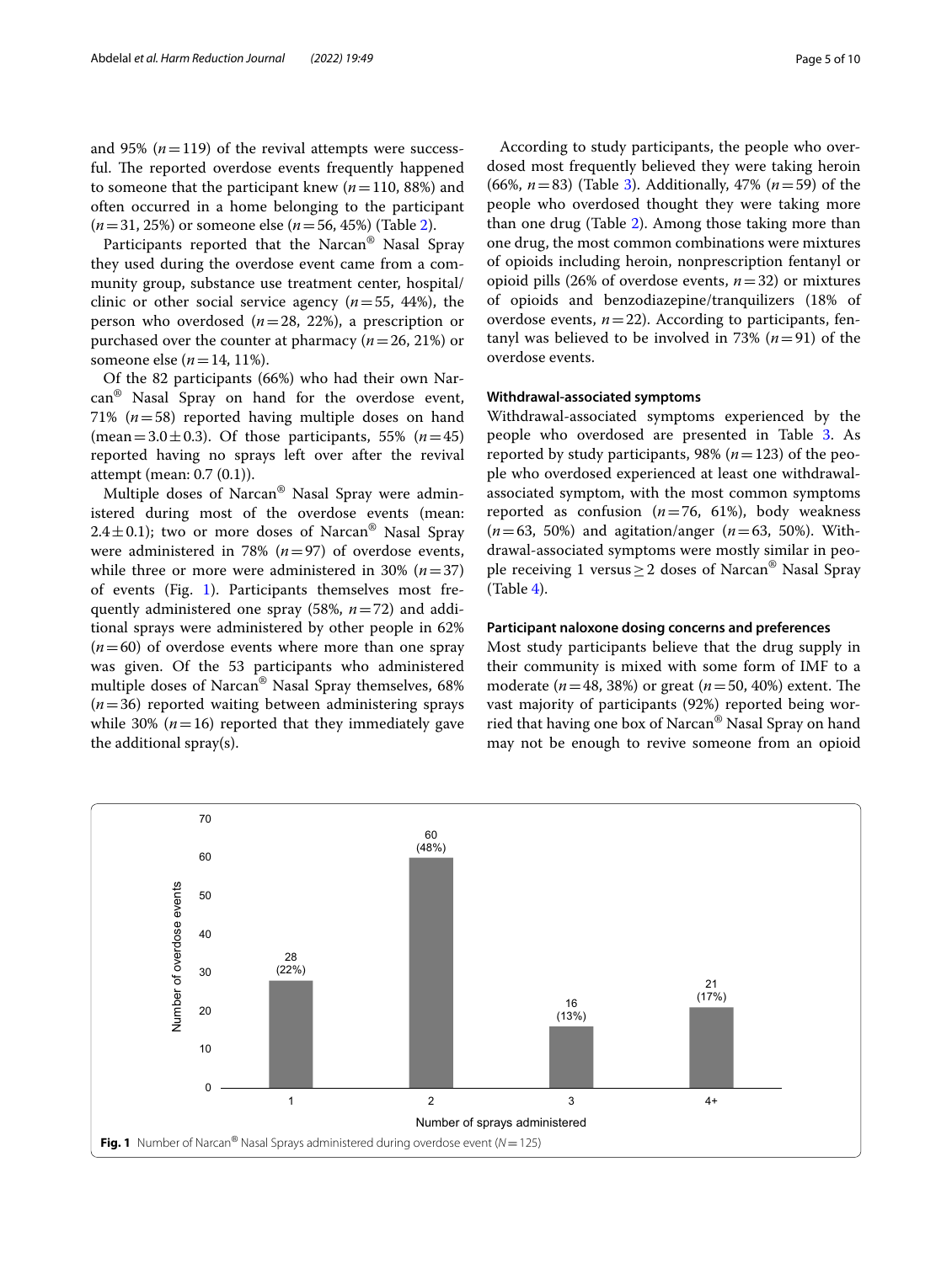and 95% ($n=119$) of the revival attempts were successful. The reported overdose events frequently happened to someone that the participant knew ($n=110$, 88%) and often occurred in a home belonging to the participant ($n=31$, 25%) or someone else ($n=56$, 45%) (Table 2).

Participants reported that the Narcan® Nasal Spray they used during the overdose event came from a community group, substance use treatment center, hospital/clinic or other social service agency ($n=55$, 44%), the person who overdosed ($n=28$, 22%), a prescription or purchased over the counter at pharmacy ($n=26$, 21%) or someone else ($n=14$, 11%).

Of the 82 participants (66%) who had their own Narcan® Nasal Spray on hand for the overdose event, 71% ($n=58$) reported having multiple doses on hand (mean $=3.0 \pm 0.3$). Of those participants, 55% ($n=45$) reported having no sprays left over after the revival attempt (mean: 0.7 (0.1)).

Multiple doses of Narcan® Nasal Spray were administered during most of the overdose events (mean: $2.4 \pm 0.1$); two or more doses of Narcan® Nasal Spray were administered in 78% ($n=97$) of overdose events, while three or more were administered in 30% ($n=37$) of events (Fig. 1). Participants themselves most frequently administered one spray (58%, $n=72$) and additional sprays were administered by other people in 62% ($n=60$) of overdose events where more than one spray was given. Of the 53 participants who administered multiple doses of Narcan® Nasal Spray themselves, 68% ($n=36$) reported waiting between administering sprays while 30% ($n=16$) reported that they immediately gave the additional spray(s).

According to study participants, the people who overdosed most frequently believed they were taking heroin (66%, $n=83$) (Table 3). Additionally, 47% ($n=59$) of the people who overdosed thought they were taking more than one drug (Table 2). Among those taking more than one drug, the most common combinations were mixtures of opioids including heroin, nonprescription fentanyl or opioid pills (26% of overdose events, $n=32$) or mixtures of opioids and benzodiazepine/tranquilizers (18% of overdose events, $n=22$). According to participants, fentanyl was believed to be involved in 73% ($n=91$) of the overdose events.

### Withdrawal-associated symptoms

Withdrawal-associated symptoms experienced by the people who overdosed are presented in Table 3. As reported by study participants, 98% ($n=123$) of the people who overdosed experienced at least one withdrawal-associated symptom, with the most common symptoms reported as confusion ($n=76$, 61%), body weakness ($n=63$, 50%) and agitation/anger ($n=63$, 50%). Withdrawal-associated symptoms were mostly similar in people receiving 1 versus $\geq 2$ doses of Narcan® Nasal Spray (Table 4).

### Participant naloxone dosing concerns and preferences

Most study participants believe that the drug supply in their community is mixed with some form of IMF to a moderate ($n=48$, 38%) or great ($n=50$, 40%) extent. The vast majority of participants (92%) reported being worried that having one box of Narcan® Nasal Spray on hand may not be enough to revive someone from an opioid

| Number of sprays administered | Number of overdose events |
|---|---|
| 1 | 28 (22%) |
| 2 | 60 (48%) |
| 3 | 16 (13%) |
| 4+ | 21 (17%) |

**Fig. 1** Number of Narcan® Nasal Sprays administered during overdose event ($N=125$)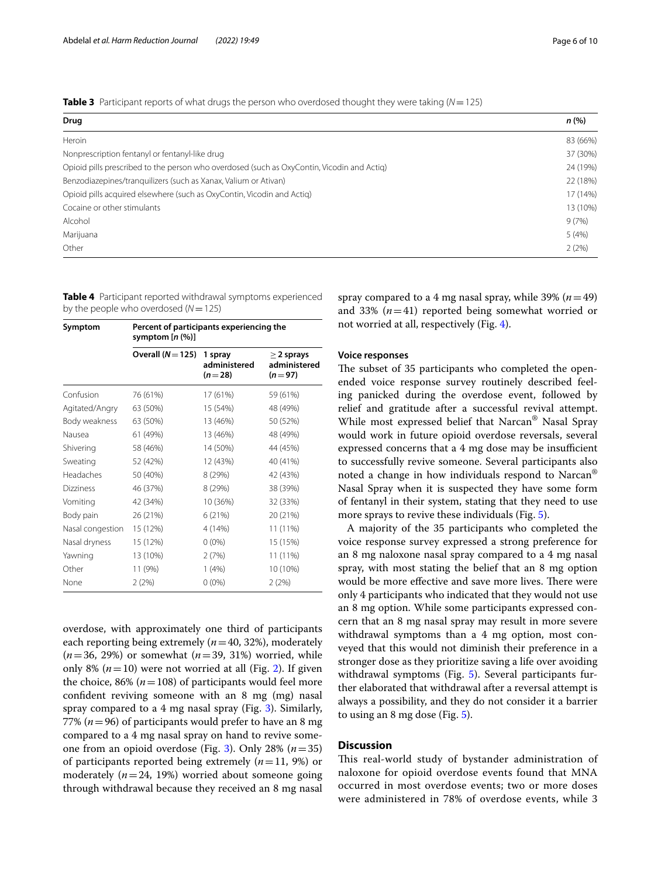**Table 3** Participant reports of what drugs the person who overdosed thought they were taking ($N = 125$)

| Drug | *n* (%) |
|---|---|
| Heroin | 83 (66%) |
| Nonprescription fentanyl or fentanyl-like drug | 37 (30%) |
| Opioid pills prescribed to the person who overdosed (such as OxyContin, Vicodin and Actiq) | 24 (19%) |
| Benzodiazepines/tranquilizers (such as Xanax, Valium or Ativan) | 22 (18%) |
| Opioid pills acquired elsewhere (such as OxyContin, Vicodin and Actiq) | 17 (14%) |
| Cocaine or other stimulants | 13 (10%) |
| Alcohol | 9 (7%) |
| Marijuana | 5 (4%) |
| Other | 2 (2%) |

**Table 4** Participant reported withdrawal symptoms experienced by the people who overdosed ($N = 125$)

| Symptom | Percent of participants experiencing the symptom [*n* (%)] | | |
|---|---|---|---|
| | Overall ($N = 125$) | 1 spray administered ($n = 28$) | ≥ 2 sprays administered ($n = 97$) |
| Confusion | 76 (61%) | 17 (61%) | 59 (61%) |
| Agitated/Angry | 63 (50%) | 15 (54%) | 48 (49%) |
| Body weakness | 63 (50%) | 13 (46%) | 50 (52%) |
| Nausea | 61 (49%) | 13 (46%) | 48 (49%) |
| Shivering | 58 (46%) | 14 (50%) | 44 (45%) |
| Sweating | 52 (42%) | 12 (43%) | 40 (41%) |
| Headaches | 50 (40%) | 8 (29%) | 42 (43%) |
| Dizziness | 46 (37%) | 8 (29%) | 38 (39%) |
| Vomiting | 42 (34%) | 10 (36%) | 32 (33%) |
| Body pain | 26 (21%) | 6 (21%) | 20 (21%) |
| Nasal congestion | 15 (12%) | 4 (14%) | 11 (11%) |
| Nasal dryness | 15 (12%) | 0 (0%) | 15 (15%) |
| Yawning | 13 (10%) | 2 (7%) | 11 (11%) |
| Other | 11 (9%) | 1 (4%) | 10 (10%) |
| None | 2 (2%) | 0 (0%) | 2 (2%) |

overdose, with approximately one third of participants each reporting being extremely ($n = 40$, 32%), moderately ($n = 36$, 29%) or somewhat ($n = 39$, 31%) worried, while only 8% ($n = 10$) were not worried at all (Fig. 2). If given the choice, 86% ($n = 108$) of participants would feel more confident reviving someone with an 8 mg (mg) nasal spray compared to a 4 mg nasal spray (Fig. 3). Similarly, 77% ($n = 96$) of participants would prefer to have an 8 mg compared to a 4 mg nasal spray on hand to revive someone from an opioid overdose (Fig. 3). Only 28% ($n = 35$) of participants reported being extremely ($n = 11$, 9%) or moderately ($n = 24$, 19%) worried about someone going through withdrawal because they received an 8 mg nasal spray compared to a 4 mg nasal spray, while 39% ($n = 49$) and 33% ($n = 41$) reported being somewhat worried or not worried at all, respectively (Fig. 4).

### Voice responses

The subset of 35 participants who completed the open-ended voice response survey routinely described feeling panicked during the overdose event, followed by relief and gratitude after a successful revival attempt. While most expressed belief that Narcan® Nasal Spray would work in future opioid overdose reversals, several expressed concerns that a 4 mg dose may be insufficient to successfully revive someone. Several participants also noted a change in how individuals respond to Narcan® Nasal Spray when it is suspected they have some form of fentanyl in their system, stating that they need to use more sprays to revive these individuals (Fig. 5).

A majority of the 35 participants who completed the voice response survey expressed a strong preference for an 8 mg naloxone nasal spray compared to a 4 mg nasal spray, with most stating the belief that an 8 mg option would be more effective and save more lives. There were only 4 participants who indicated that they would not use an 8 mg option. While some participants expressed concern that an 8 mg nasal spray may result in more severe withdrawal symptoms than a 4 mg option, most conveyed that this would not diminish their preference in a stronger dose as they prioritize saving a life over avoiding withdrawal symptoms (Fig. 5). Several participants further elaborated that withdrawal after a reversal attempt is always a possibility, and they do not consider it a barrier to using an 8 mg dose (Fig. 5).

## Discussion

This real-world study of bystander administration of naloxone for opioid overdose events found that MNA occurred in most overdose events; two or more doses were administered in 78% of overdose events, while 3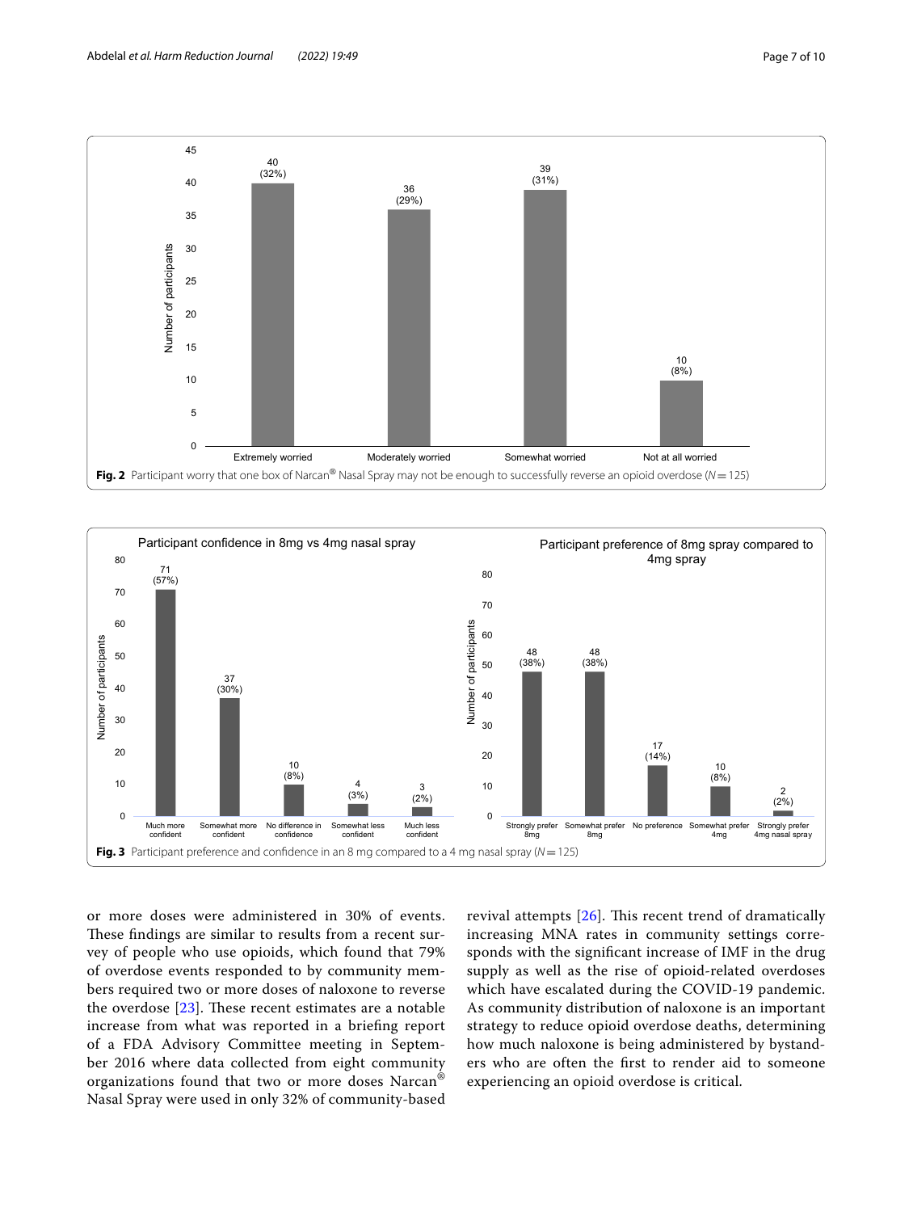**Fig. 2** Participant worry that one box of Narcan® Nasal Spray may not be enough to successfully reverse an opioid overdose (*N* = 125)

**Fig. 3** Participant preference and confidence in an 8 mg compared to a 4 mg nasal spray (*N* = 125)

or more doses were administered in 30% of events. These findings are similar to results from a recent survey of people who use opioids, which found that 79% of overdose events responded to by community members required two or more doses of naloxone to reverse the overdose [23]. These recent estimates are a notable increase from what was reported in a briefing report of a FDA Advisory Committee meeting in September 2016 where data collected from eight community organizations found that two or more doses Narcan® Nasal Spray were used in only 32% of community-based revival attempts [26]. This recent trend of dramatically increasing MNA rates in community settings corresponds with the significant increase of IMF in the drug supply as well as the rise of opioid-related overdoses which have escalated during the COVID-19 pandemic. As community distribution of naloxone is an important strategy to reduce opioid overdose deaths, determining how much naloxone is being administered by bystanders who are often the first to render aid to someone experiencing an opioid overdose is critical.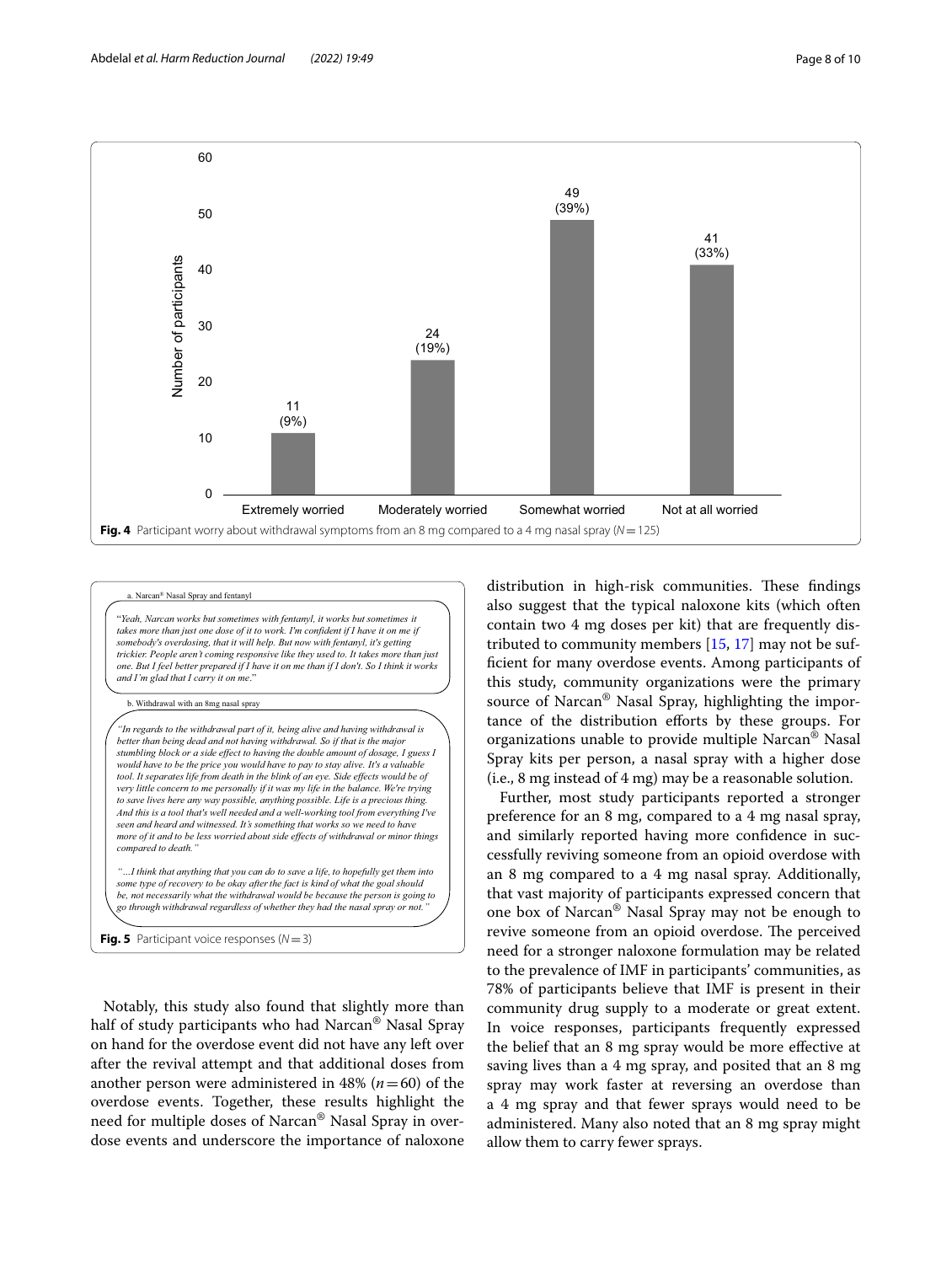Fig. 4 Participant worry about withdrawal symptoms from an 8 mg compared to a 4 mg nasal spray ($N=125$)

| Response | Number of participants |
| --- | --- |
| Extremely worried | 11 (9%) |
| Moderately worried | 24 (19%) |
| Somewhat worried | 49 (39%) |
| Not at all worried | 41 (33%) |

a. Narcan® Nasal Spray and fentanyl

"*Yeah, Narcan works but sometimes with fentanyl, it works but sometimes it takes more than just one dose of it to work. I'm confident if I have it on me if somebody's overdosing, that it will help. But now with fentanyl, it's getting trickier. People aren't coming responsive like they used to. It takes more than just one. But I feel better prepared if I have it on me than if I don't. So I think it works and I'm glad that I carry it on me.*"

b. Withdrawal with an 8mg nasal spray

*"In regards to the withdrawal part of it, being alive and having withdrawal is better than being dead and not having withdrawal. So if that is the major stumbling block or a side effect to having the double amount of dosage, I guess I would have to be the price you would have to pay to stay alive. It's a valuable tool. It separates life from death in the blink of an eye. Side effects would be of very little concern to me personally if it was my life in the balance. We're trying to save lives here any way possible, anything possible. Life is a precious thing. And this is a tool that's well needed and a well-working tool from everything I've seen and heard and witnessed. It's something that works so we need to have more of it and to be less worried about side effects of withdrawal or minor things compared to death."*

*"...I think that anything that you can do to save a life, to hopefully get them into some type of recovery to be okay after the fact is kind of what the goal should be, not necessarily what the withdrawal would be because the person is going to go through withdrawal regardless of whether they had the nasal spray or not."*

**Fig. 5** Participant voice responses ($N=3$)

Notably, this study also found that slightly more than half of study participants who had Narcan® Nasal Spray on hand for the overdose event did not have any left over after the revival attempt and that additional doses from another person were administered in 48% ($n=60$) of the overdose events. Together, these results highlight the need for multiple doses of Narcan® Nasal Spray in overdose events and underscore the importance of naloxone distribution in high-risk communities. These findings also suggest that the typical naloxone kits (which often contain two 4 mg doses per kit) that are frequently distributed to community members [15, 17] may not be sufficient for many overdose events. Among participants of this study, community organizations were the primary source of Narcan® Nasal Spray, highlighting the importance of the distribution efforts by these groups. For organizations unable to provide multiple Narcan® Nasal Spray kits per person, a nasal spray with a higher dose (i.e., 8 mg instead of 4 mg) may be a reasonable solution.

Further, most study participants reported a stronger preference for an 8 mg, compared to a 4 mg nasal spray, and similarly reported having more confidence in successfully reviving someone from an opioid overdose with an 8 mg compared to a 4 mg nasal spray. Additionally, that vast majority of participants expressed concern that one box of Narcan® Nasal Spray may not be enough to revive someone from an opioid overdose. The perceived need for a stronger naloxone formulation may be related to the prevalence of IMF in participants' communities, as 78% of participants believe that IMF is present in their community drug supply to a moderate or great extent. In voice responses, participants frequently expressed the belief that an 8 mg spray would be more effective at saving lives than a 4 mg spray, and posited that an 8 mg spray may work faster at reversing an overdose than a 4 mg spray and that fewer sprays would need to be administered. Many also noted that an 8 mg spray might allow them to carry fewer sprays.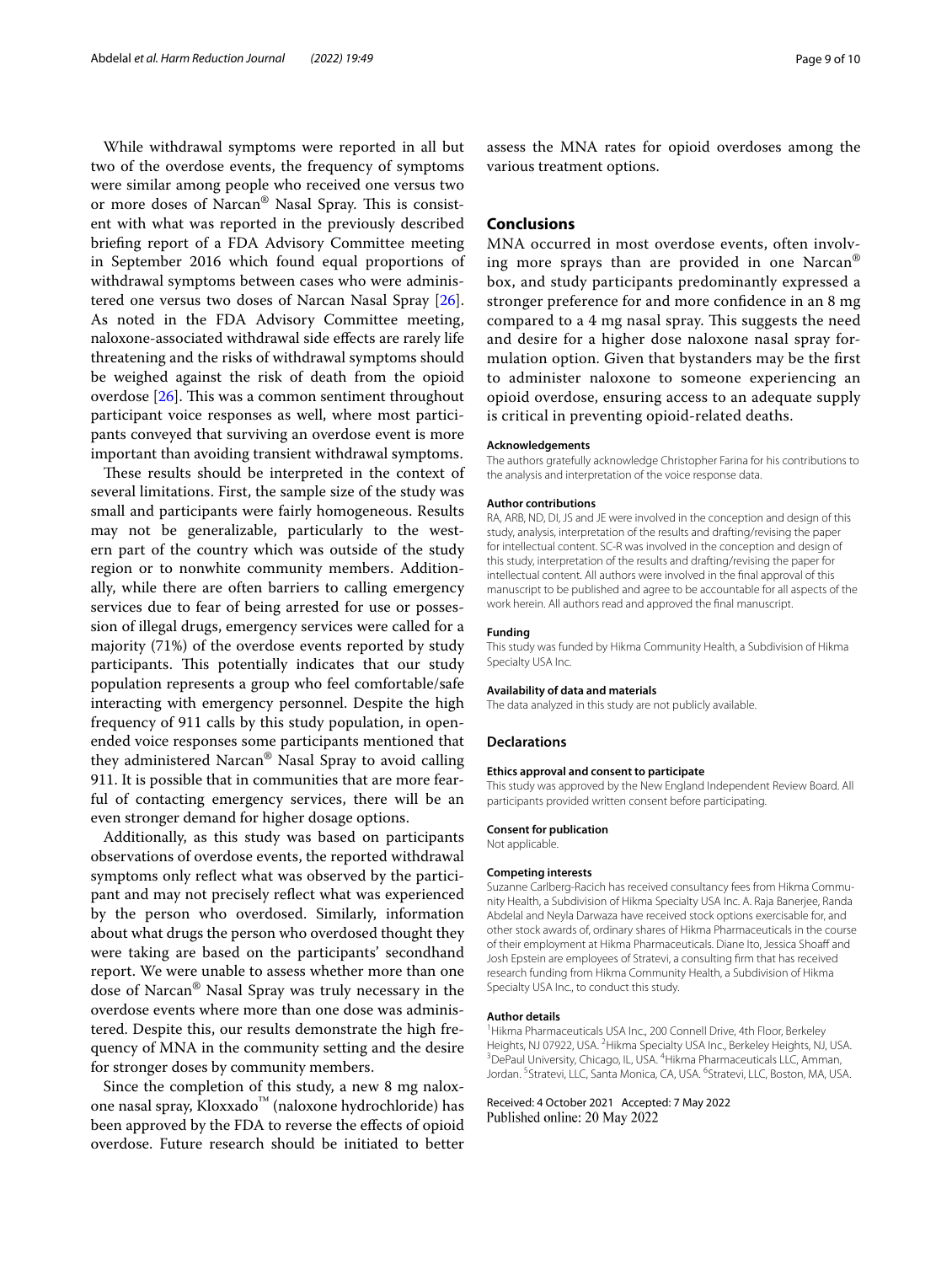While withdrawal symptoms were reported in all but two of the overdose events, the frequency of symptoms were similar among people who received one versus two or more doses of Narcan® Nasal Spray. This is consistent with what was reported in the previously described briefing report of a FDA Advisory Committee meeting in September 2016 which found equal proportions of withdrawal symptoms between cases who were administered one versus two doses of Narcan Nasal Spray [26]. As noted in the FDA Advisory Committee meeting, naloxone-associated withdrawal side effects are rarely life threatening and the risks of withdrawal symptoms should be weighed against the risk of death from the opioid overdose [26]. This was a common sentiment throughout participant voice responses as well, where most participants conveyed that surviving an overdose event is more important than avoiding transient withdrawal symptoms.

These results should be interpreted in the context of several limitations. First, the sample size of the study was small and participants were fairly homogeneous. Results may not be generalizable, particularly to the western part of the country which was outside of the study region or to nonwhite community members. Additionally, while there are often barriers to calling emergency services due to fear of being arrested for use or possession of illegal drugs, emergency services were called for a majority (71%) of the overdose events reported by study participants. This potentially indicates that our study population represents a group who feel comfortable/safe interacting with emergency personnel. Despite the high frequency of 911 calls by this study population, in open-ended voice responses some participants mentioned that they administered Narcan® Nasal Spray to avoid calling 911. It is possible that in communities that are more fearful of contacting emergency services, there will be an even stronger demand for higher dosage options.

Additionally, as this study was based on participants observations of overdose events, the reported withdrawal symptoms only reflect what was observed by the participant and may not precisely reflect what was experienced by the person who overdosed. Similarly, information about what drugs the person who overdosed thought they were taking are based on the participants' secondhand report. We were unable to assess whether more than one dose of Narcan® Nasal Spray was truly necessary in the overdose events where more than one dose was administered. Despite this, our results demonstrate the high frequency of MNA in the community setting and the desire for stronger doses by community members.

Since the completion of this study, a new 8 mg naloxone nasal spray, Kloxxado™ (naloxone hydrochloride) has been approved by the FDA to reverse the effects of opioid overdose. Future research should be initiated to better assess the MNA rates for opioid overdoses among the various treatment options.

## Conclusions

MNA occurred in most overdose events, often involving more sprays than are provided in one Narcan® box, and study participants predominantly expressed a stronger preference for and more confidence in an 8 mg compared to a 4 mg nasal spray. This suggests the need and desire for a higher dose naloxone nasal spray formulation option. Given that bystanders may be the first to administer naloxone to someone experiencing an opioid overdose, ensuring access to an adequate supply is critical in preventing opioid-related deaths.

#### Acknowledgements

The authors gratefully acknowledge Christopher Farina for his contributions to the analysis and interpretation of the voice response data.

#### Author contributions

RA, ARB, ND, DI, JS and JE were involved in the conception and design of this study, analysis, interpretation of the results and drafting/revising the paper for intellectual content. SC-R was involved in the conception and design of this study, interpretation of the results and drafting/revising the paper for intellectual content. All authors were involved in the final approval of this manuscript to be published and agree to be accountable for all aspects of the work herein. All authors read and approved the final manuscript.

#### Funding

This study was funded by Hikma Community Health, a Subdivision of Hikma Specialty USA Inc.

#### Availability of data and materials

The data analyzed in this study are not publicly available.

### Declarations

#### Ethics approval and consent to participate

This study was approved by the New England Independent Review Board. All participants provided written consent before participating.

#### Consent for publication

Not applicable.

#### Competing interests

Suzanne Carlberg-Racich has received consultancy fees from Hikma Community Health, a Subdivision of Hikma Specialty USA Inc. A. Raja Banerjee, Randa Abdelal and Neyla Darwaza have received stock options exercisable for, and other stock awards of, ordinary shares of Hikma Pharmaceuticals in the course of their employment at Hikma Pharmaceuticals. Diane Ito, Jessica Shoaff and Josh Epstein are employees of Stratevi, a consulting firm that has received research funding from Hikma Community Health, a Subdivision of Hikma Specialty USA Inc., to conduct this study.

#### Author details

[1]Hikma Pharmaceuticals USA Inc., 200 Connell Drive, 4th Floor, Berkeley Heights, NJ 07922, USA. [2]Hikma Specialty USA Inc., Berkeley Heights, NJ, USA. [3]DePaul University, Chicago, IL, USA. [4]Hikma Pharmaceuticals LLC, Amman, Jordan. [5]Stratevi, LLC, Santa Monica, CA, USA. [6]Stratevi, LLC, Boston, MA, USA.

Received: 4 October 2021 Accepted: 7 May 2022
Published online: 20 May 2022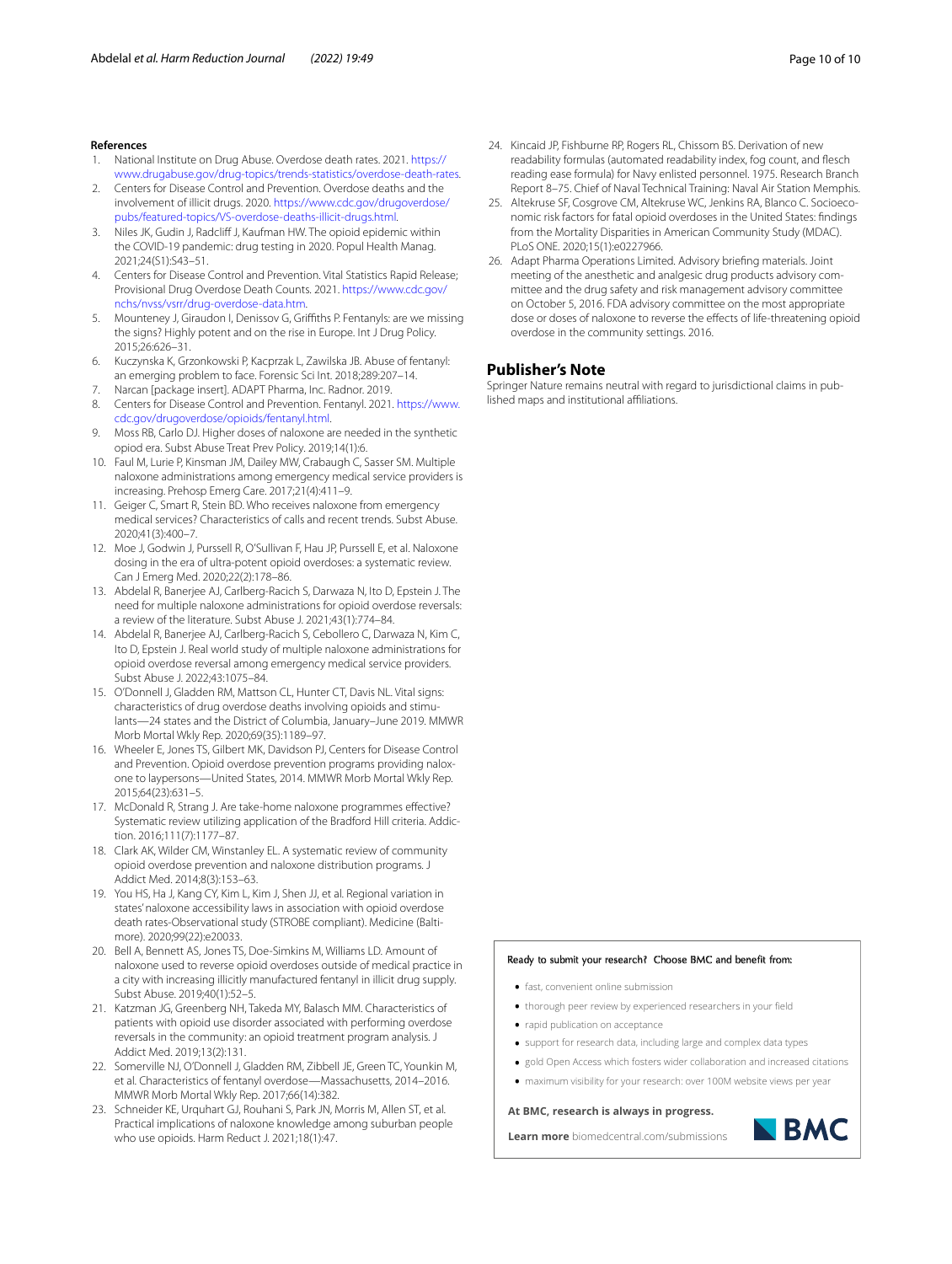## References

1. National Institute on Drug Abuse. Overdose death rates. 2021. https://www.drugabuse.gov/drug-topics/trends-statistics/overdose-death-rates.
2. Centers for Disease Control and Prevention. Overdose deaths and the involvement of illicit drugs. 2020. https://www.cdc.gov/drugoverdose/pubs/featured-topics/VS-overdose-deaths-illicit-drugs.html.
3. Niles JK, Gudin J, Radcliff J, Kaufman HW. The opioid epidemic within the COVID-19 pandemic: drug testing in 2020. Popul Health Manag. 2021;24(S1):S43–51.
4. Centers for Disease Control and Prevention. Vital Statistics Rapid Release; Provisional Drug Overdose Death Counts. 2021. https://www.cdc.gov/nchs/nvss/vsrr/drug-overdose-data.htm.
5. Mounteney J, Giraudon I, Denissov G, Griffiths P. Fentanyls: are we missing the signs? Highly potent and on the rise in Europe. Int J Drug Policy. 2015;26:626–31.
6. Kuczynska K, Grzonkowski P, Kacprzak L, Zawilska JB. Abuse of fentanyl: an emerging problem to face. Forensic Sci Int. 2018;289:207–14.
7. Narcan [package insert]. ADAPT Pharma, Inc. Radnor. 2019.
8. Centers for Disease Control and Prevention. Fentanyl. 2021. https://www.cdc.gov/drugoverdose/opioids/fentanyl.html.
9. Moss RB, Carlo DJ. Higher doses of naloxone are needed in the synthetic opiod era. Subst Abuse Treat Prev Policy. 2019;14(1):6.
10. Faul M, Lurie P, Kinsman JM, Dailey MW, Crabaugh C, Sasser SM. Multiple naloxone administrations among emergency medical service providers is increasing. Prehosp Emerg Care. 2017;21(4):411–9.
11. Geiger C, Smart R, Stein BD. Who receives naloxone from emergency medical services? Characteristics of calls and recent trends. Subst Abuse. 2020;41(3):400–7.
12. Moe J, Godwin J, Purssell R, O'Sullivan F, Hau JP, Purssell E, et al. Naloxone dosing in the era of ultra-potent opioid overdoses: a systematic review. Can J Emerg Med. 2020;22(2):178–86.
13. Abdelal R, Banerjee AJ, Carlberg-Racich S, Darwaza N, Ito D, Epstein J. The need for multiple naloxone administrations for opioid overdose reversals: a review of the literature. Subst Abuse J. 2021;43(1):774–84.
14. Abdelal R, Banerjee AJ, Carlberg-Racich S, Cebollero C, Darwaza N, Kim C, Ito D, Epstein J. Real world study of multiple naloxone administrations for opioid overdose reversal among emergency medical service providers. Subst Abuse J. 2022;43:1075–84.
15. O'Donnell J, Gladden RM, Mattson CL, Hunter CT, Davis NL. Vital signs: characteristics of drug overdose deaths involving opioids and stimulants—24 states and the District of Columbia, January–June 2019. MMWR Morb Mortal Wkly Rep. 2020;69(35):1189–97.
16. Wheeler E, Jones TS, Gilbert MK, Davidson PJ, Centers for Disease Control and Prevention. Opioid overdose prevention programs providing naloxone to laypersons—United States, 2014. MMWR Morb Mortal Wkly Rep. 2015;64(23):631–5.
17. McDonald R, Strang J. Are take-home naloxone programmes effective? Systematic review utilizing application of the Bradford Hill criteria. Addiction. 2016;111(7):1177–87.
18. Clark AK, Wilder CM, Winstanley EL. A systematic review of community opioid overdose prevention and naloxone distribution programs. J Addict Med. 2014;8(3):153–63.
19. You HS, Ha J, Kang CY, Kim L, Kim J, Shen JJ, et al. Regional variation in states' naloxone accessibility laws in association with opioid overdose death rates-Observational study (STROBE compliant). Medicine (Baltimore). 2020;99(22):e20033.
20. Bell A, Bennett AS, Jones TS, Doe-Simkins M, Williams LD. Amount of naloxone used to reverse opioid overdoses outside of medical practice in a city with increasing illicitly manufactured fentanyl in illicit drug supply. Subst Abuse. 2019;40(1):52–5.
21. Katzman JG, Greenberg NH, Takeda MY, Balasch MM. Characteristics of patients with opioid use disorder associated with performing overdose reversals in the community: an opioid treatment program analysis. J Addict Med. 2019;13(2):131.
22. Somerville NJ, O'Donnell J, Gladden RM, Zibbell JE, Green TC, Younkin M, et al. Characteristics of fentanyl overdose—Massachusetts, 2014–2016. MMWR Morb Mortal Wkly Rep. 2017;66(14):382.
23. Schneider KE, Urquhart GJ, Rouhani S, Park JN, Morris M, Allen ST, et al. Practical implications of naloxone knowledge among suburban people who use opioids. Harm Reduct J. 2021;18(1):47.
24. Kincaid JP, Fishburne RP, Rogers RL, Chissom BS. Derivation of new readability formulas (automated readability index, fog count, and flesch reading ease formula) for Navy enlisted personnel. 1975. Research Branch Report 8–75. Chief of Naval Technical Training: Naval Air Station Memphis.
25. Altekruse SF, Cosgrove CM, Altekruse WC, Jenkins RA, Blanco C. Socioeconomic risk factors for fatal opioid overdoses in the United States: findings from the Mortality Disparities in American Community Study (MDAC). PLoS ONE. 2020;15(1):e0227966.
26. Adapt Pharma Operations Limited. Advisory briefing materials. Joint meeting of the anesthetic and analgesic drug products advisory committee and the drug safety and risk management advisory committee on October 5, 2016. FDA advisory committee on the most appropriate dose or doses of naloxone to reverse the effects of life-threatening opioid overdose in the community settings. 2016.

## Publisher's Note

Springer Nature remains neutral with regard to jurisdictional claims in published maps and institutional affiliations.

Ready to submit your research? Choose BMC and benefit from:

- fast, convenient online submission
- thorough peer review by experienced researchers in your field
- rapid publication on acceptance
- support for research data, including large and complex data types
- gold Open Access which fosters wider collaboration and increased citations
- maximum visibility for your research: over 100M website views per year

**At BMC, research is always in progress.**

**Learn more** biomedcentral.com/submissions

BMC